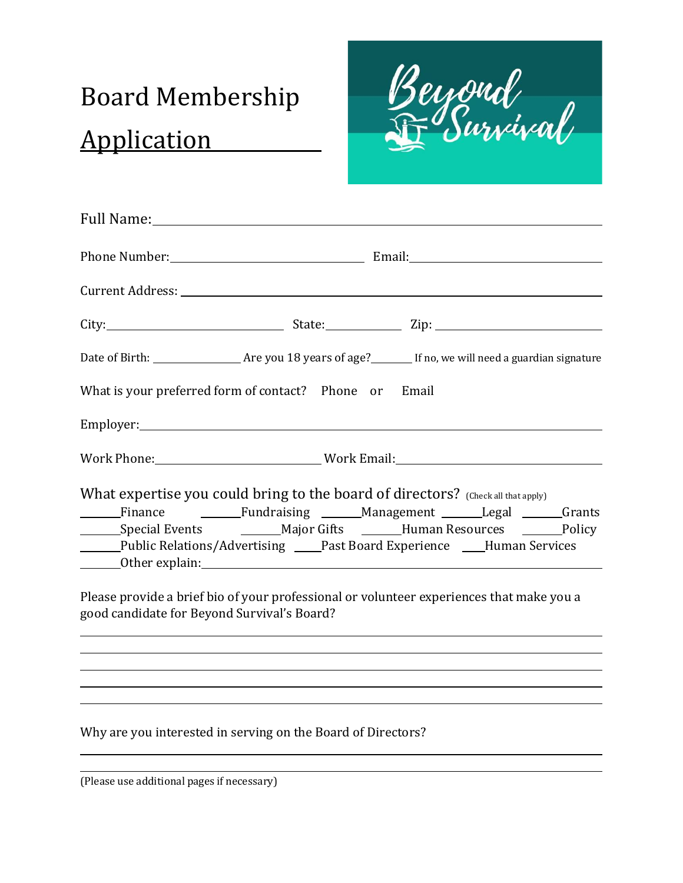# Board Membership Application

Beyond Survival

Full Name: ______________________________________________

Phone Number: ____________________ Email: ____________________

Current Address: ______________________________________________

City: ____________________ State: __________ Zip: ____________________

Date of Birth: __________ Are you 18 years of age? ______ If no, we will need a guardian signature

What is your preferred form of contact? Phone or Email

Employer: ______________________________________________

Work Phone: ____________________ Work Email: ____________________

What expertise you could bring to the board of directors? (Check all that apply)

______Finance ______Fundraising ______Management ______Legal ______Grants
______Special Events ______Major Gifts ______Human Resources ______Policy
______Public Relations/Advertising ____Past Board Experience ___Human Services
______Other explain: ______________________________________________

Please provide a brief bio of your professional or volunteer experiences that make you a good candidate for Beyond Survival's Board?

______________________________________________

______________________________________________

______________________________________________

______________________________________________

______________________________________________

Why are you interested in serving on the Board of Directors?

______________________________________________

______________________________________________

(Please use additional pages if necessary)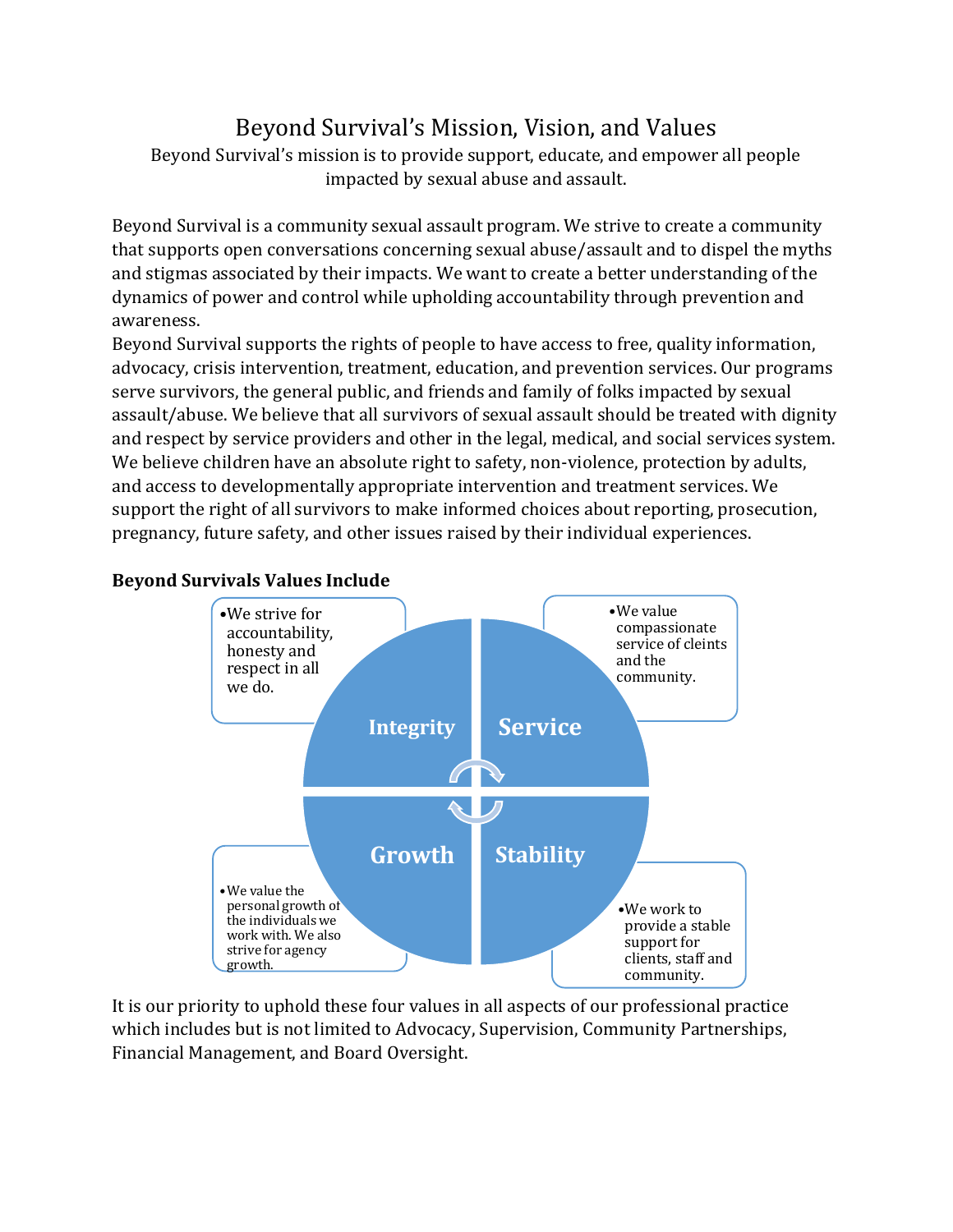# Beyond Survival's Mission, Vision, and Values

Beyond Survival's mission is to provide support, educate, and empower all people impacted by sexual abuse and assault.

Beyond Survival is a community sexual assault program. We strive to create a community that supports open conversations concerning sexual abuse/assault and to dispel the myths and stigmas associated by their impacts. We want to create a better understanding of the dynamics of power and control while upholding accountability through prevention and awareness.

Beyond Survival supports the rights of people to have access to free, quality information, advocacy, crisis intervention, treatment, education, and prevention services. Our programs serve survivors, the general public, and friends and family of folks impacted by sexual assault/abuse. We believe that all survivors of sexual assault should be treated with dignity and respect by service providers and other in the legal, medical, and social services system. We believe children have an absolute right to safety, non-violence, protection by adults, and access to developmentally appropriate intervention and treatment services. We support the right of all survivors to make informed choices about reporting, prosecution, pregnancy, future safety, and other issues raised by their individual experiences.

**Beyond Survivals Values Include**

**Integrity**
- We strive for accountability, honesty and respect in all we do.

**Service**
- We value compassionate service of cleints and the community.

**Growth**
- We value the personal growth of the individuals we work with. We also strive for agency growth.

**Stability**
- We work to provide a stable support for clients, staff and community.

It is our priority to uphold these four values in all aspects of our professional practice which includes but is not limited to Advocacy, Supervision, Community Partnerships, Financial Management, and Board Oversight.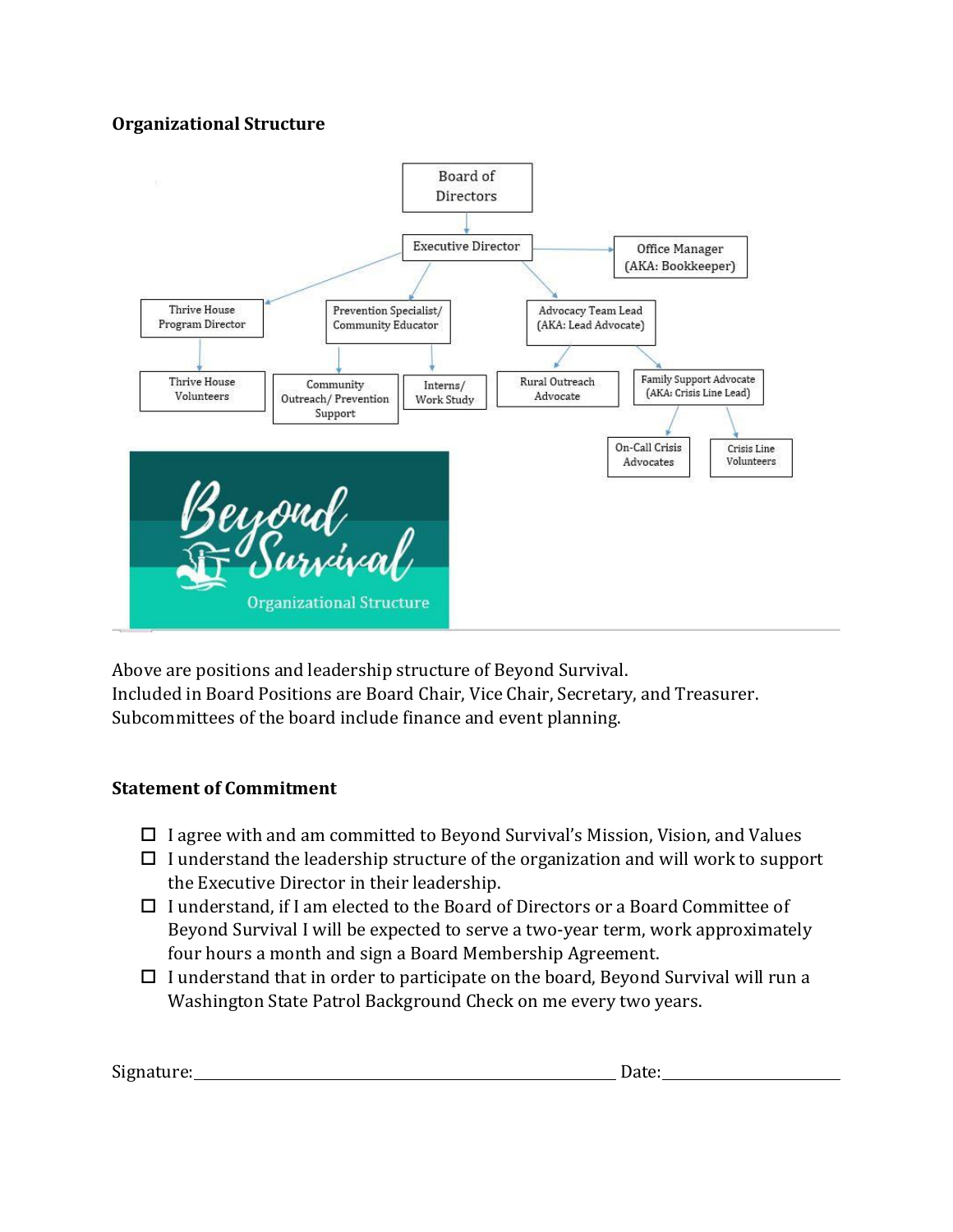**Organizational Structure**

Board of Directors

Executive Director

Office Manager (AKA: Bookkeeper)

Thrive House Program Director

Prevention Specialist/ Community Educator

Advocacy Team Lead (AKA: Lead Advocate)

Thrive House Volunteers

Community Outreach/ Prevention Support

Interns/ Work Study

Rural Outreach Advocate

Family Support Advocate (AKA: Crisis Line Lead)

On-Call Crisis Advocates

Crisis Line Volunteers

Beyond Survival

Organizational Structure

Above are positions and leadership structure of Beyond Survival.
Included in Board Positions are Board Chair, Vice Chair, Secretary, and Treasurer.
Subcommittees of the board include finance and event planning.

**Statement of Commitment**

- ☐ I agree with and am committed to Beyond Survival's Mission, Vision, and Values
- ☐ I understand the leadership structure of the organization and will work to support the Executive Director in their leadership.
- ☐ I understand, if I am elected to the Board of Directors or a Board Committee of Beyond Survival I will be expected to serve a two-year term, work approximately four hours a month and sign a Board Membership Agreement.
- ☐ I understand that in order to participate on the board, Beyond Survival will run a Washington State Patrol Background Check on me every two years.

Signature:\_\_\_\_\_\_\_\_\_\_\_\_\_\_\_\_\_\_\_\_\_\_\_\_\_\_\_\_\_\_\_\_\_\_\_\_\_\_\_\_ Date:\_\_\_\_\_\_\_\_\_\_\_\_\_\_\_\_\_\_